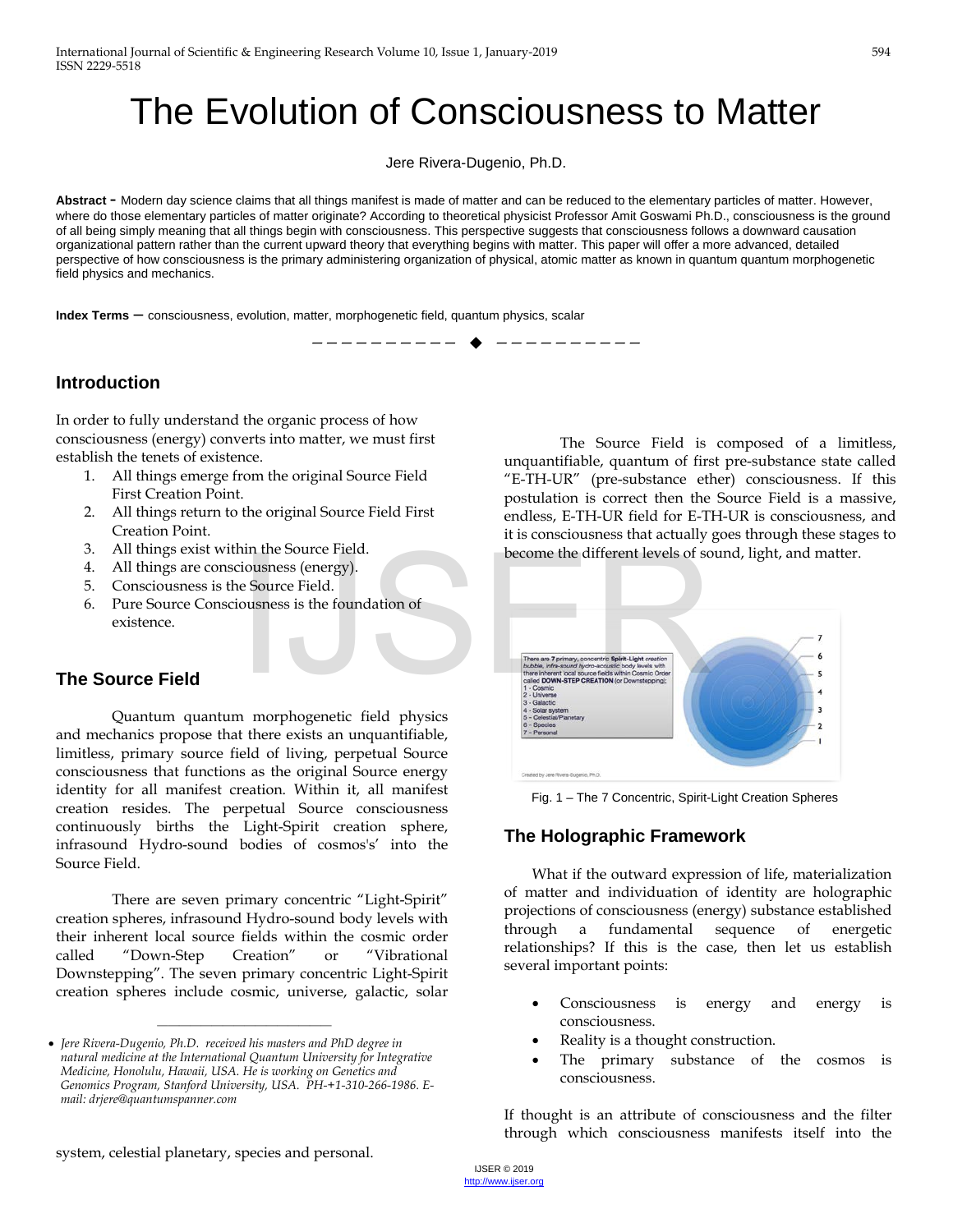# The Evolution of Consciousness to Matter

Jere Rivera-Dugenio, Ph.D.

**Abstract -** Modern day science claims that all things manifest is made of matter and can be reduced to the elementary particles of matter. However, where do those elementary particles of matter originate? According to theoretical physicist Professor Amit Goswami Ph.D., consciousness is the ground of all being simply meaning that all things begin with consciousness. This perspective suggests that consciousness follows a downward causation organizational pattern rather than the current upward theory that everything begins with matter. This paper will offer a more advanced, detailed perspective of how consciousness is the primary administering organization of physical, atomic matter as known in quantum quantum morphogenetic field physics and mechanics.

**Index Terms —** consciousness, evolution, matter, morphogenetic field, quantum physics, scalar

## Introduction

In order to fully understand the organic process of how consciousness (energy) converts into matter, we must first establish the tenets of existence.

1. All things emerge from the original Source Field First Creation Point.
2. All things return to the original Source Field First Creation Point.
3. All things exist within the Source Field.
4. All things are consciousness (energy).
5. Consciousness is the Source Field.
6. Pure Source Consciousness is the foundation of existence.

## The Source Field

Quantum quantum morphogenetic field physics and mechanics propose that there exists an unquantifiable, limitless, primary source field of living, perpetual Source consciousness that functions as the original Source energy identity for all manifest creation. Within it, all manifest creation resides. The perpetual Source consciousness continuously births the Light-Spirit creation sphere, infrasound Hydro-sound bodies of cosmos's' into the Source Field.

There are seven primary concentric "Light-Spirit" creation spheres, infrasound Hydro-sound body levels with their inherent local source fields within the cosmic order called "Down-Step Creation" or "Vibrational Downstepping". The seven primary concentric Light-Spirit creation spheres include cosmic, universe, galactic, solar system, celestial planetary, species and personal.

The Source Field is composed of a limitless, unquantifiable, quantum of first pre-substance state called "E-TH-UR" (pre-substance ether) consciousness. If this postulation is correct then the Source Field is a massive, endless, E-TH-UR field for E-TH-UR is consciousness, and it is consciousness that actually goes through these stages to become the different levels of sound, light, and matter.

Fig. 1 – The 7 Concentric, Spirit-Light Creation Spheres

## The Holographic Framework

What if the outward expression of life, materialization of matter and individuation of identity are holographic projections of consciousness (energy) substance established through a fundamental sequence of energetic relationships? If this is the case, then let us establish several important points:

- Consciousness is energy and energy is consciousness.
- Reality is a thought construction.
- The primary substance of the cosmos is consciousness.

If thought is an attribute of consciousness and the filter through which consciousness manifests itself into the

---

- *Jere Rivera-Dugenio, Ph.D. received his masters and PhD degree in natural medicine at the International Quantum University for Integrative Medicine, Honolulu, Hawaii, USA. He is working on Genetics and Genomics Program, Stanford University, USA. PH-+1-310-266-1986. E-mail: drjere@quantumspanner.com*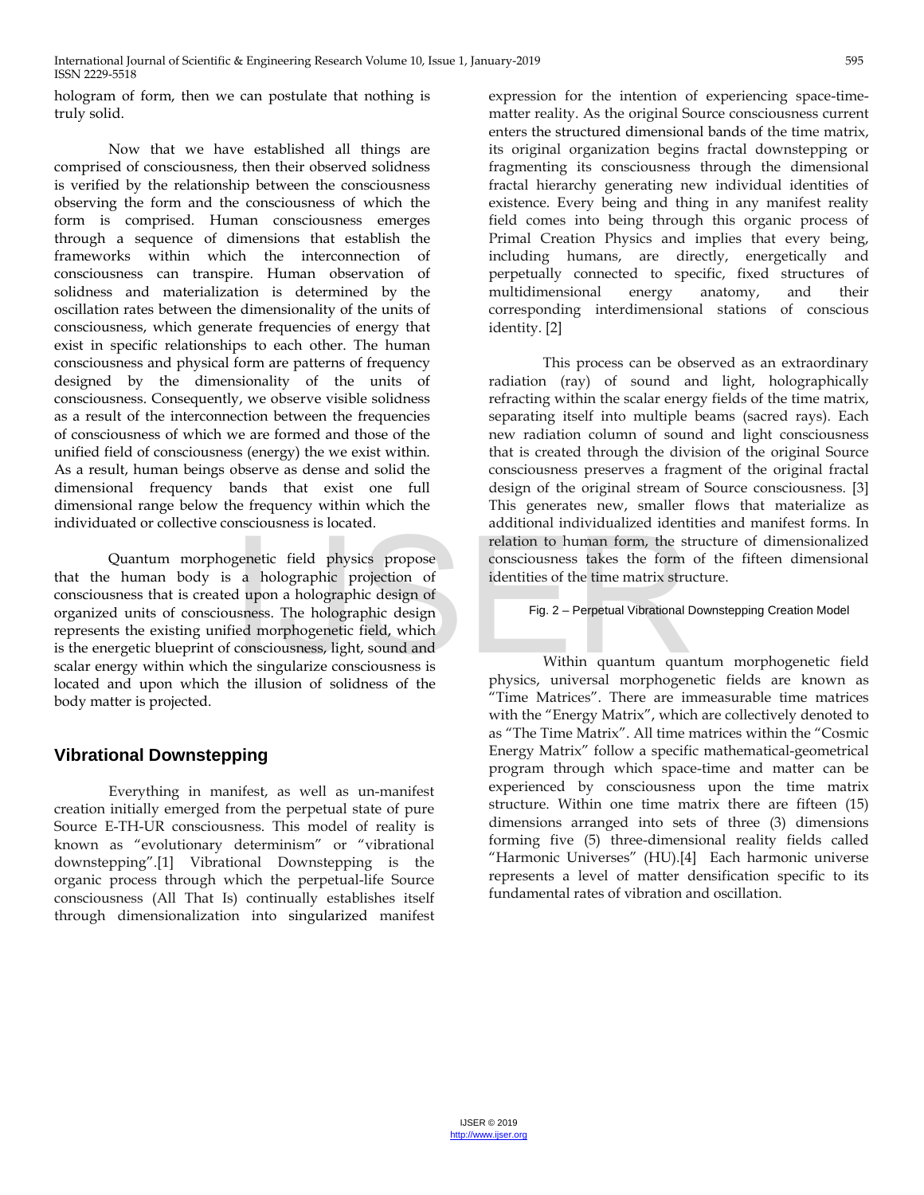hologram of form, then we can postulate that nothing is truly solid.

Now that we have established all things are comprised of consciousness, then their observed solidness is verified by the relationship between the consciousness observing the form and the consciousness of which the form is comprised. Human consciousness emerges through a sequence of dimensions that establish the frameworks within which the interconnection of consciousness can transpire. Human observation of solidness and materialization is determined by the oscillation rates between the dimensionality of the units of consciousness, which generate frequencies of energy that exist in specific relationships to each other. The human consciousness and physical form are patterns of frequency designed by the dimensionality of the units of consciousness. Consequently, we observe visible solidness as a result of the interconnection between the frequencies of consciousness of which we are formed and those of the unified field of consciousness (energy) the we exist within. As a result, human beings observe as dense and solid the dimensional frequency bands that exist one full dimensional range below the frequency within which the individuated or collective consciousness is located.

Quantum morphogenetic field physics propose that the human body is a holographic projection of consciousness that is created upon a holographic design of organized units of consciousness. The holographic design represents the existing unified morphogenetic field, which is the energetic blueprint of consciousness, light, sound and scalar energy within which the singularize consciousness is located and upon which the illusion of solidness of the body matter is projected.

## Vibrational Downstepping

Everything in manifest, as well as un-manifest creation initially emerged from the perpetual state of pure Source E-TH-UR consciousness. This model of reality is known as "evolutionary determinism" or "vibrational downstepping".[1] Vibrational Downstepping is the organic process through which the perpetual-life Source consciousness (All That Is) continually establishes itself through dimensionalization into singularized manifest expression for the intention of experiencing space-time-matter reality. As the original Source consciousness current enters the structured dimensional bands of the time matrix, its original organization begins fractal downstepping or fragmenting its consciousness through the dimensional fractal hierarchy generating new individual identities of existence. Every being and thing in any manifest reality field comes into being through this organic process of Primal Creation Physics and implies that every being, including humans, are directly, energetically and perpetually connected to specific, fixed structures of multidimensional energy anatomy, and their corresponding interdimensional stations of conscious identity. [2]

This process can be observed as an extraordinary radiation (ray) of sound and light, holographically refracting within the scalar energy fields of the time matrix, separating itself into multiple beams (sacred rays). Each new radiation column of sound and light consciousness that is created through the division of the original Source consciousness preserves a fragment of the original fractal design of the original stream of Source consciousness. [3] This generates new, smaller flows that materialize as additional individualized identities and manifest forms. In relation to human form, the structure of dimensionalized consciousness takes the form of the fifteen dimensional identities of the time matrix structure.

Fig. 2 – Perpetual Vibrational Downstepping Creation Model

Within quantum quantum morphogenetic field physics, universal morphogenetic fields are known as "Time Matrices". There are immeasurable time matrices with the "Energy Matrix", which are collectively denoted to as "The Time Matrix". All time matrices within the "Cosmic Energy Matrix" follow a specific mathematical-geometrical program through which space-time and matter can be experienced by consciousness upon the time matrix structure. Within one time matrix there are fifteen (15) dimensions arranged into sets of three (3) dimensions forming five (5) three-dimensional reality fields called "Harmonic Universes" (HU).[4] Each harmonic universe represents a level of matter densification specific to its fundamental rates of vibration and oscillation.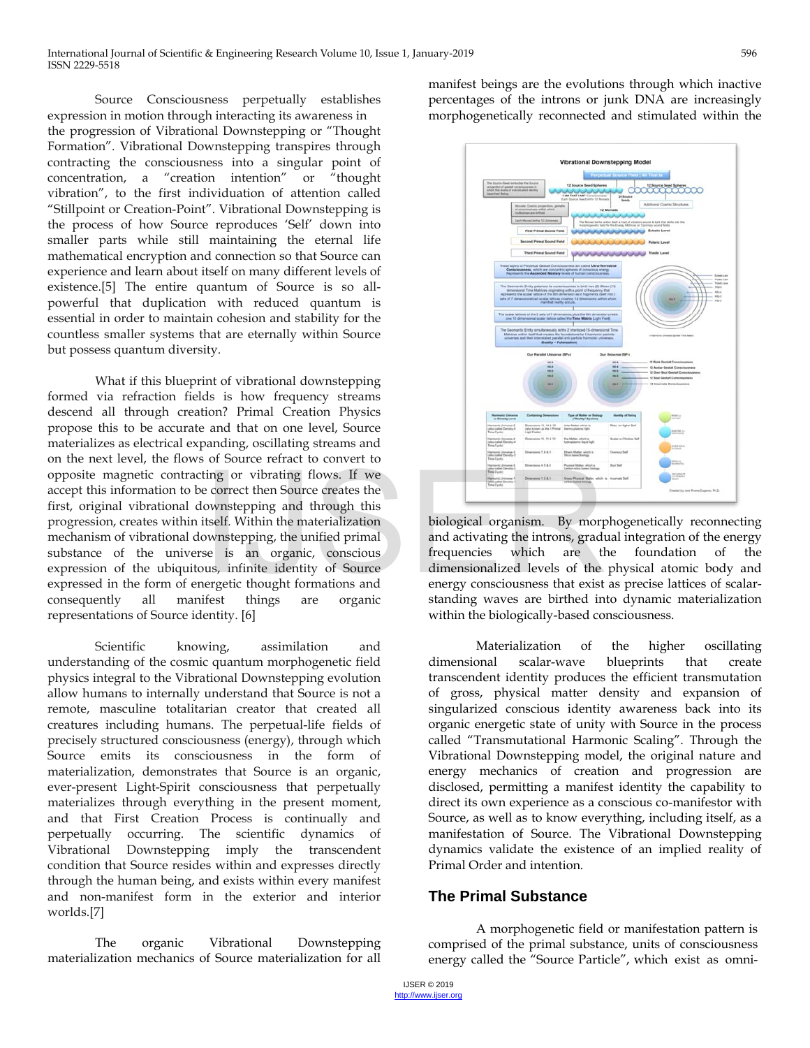Source Consciousness perpetually establishes expression in motion through interacting its awareness in the progression of Vibrational Downstepping or "Thought Formation". Vibrational Downstepping transpires through contracting the consciousness into a singular point of concentration, a "creation intention" or "thought vibration", to the first individuation of attention called "Stillpoint or Creation-Point". Vibrational Downstepping is the process of how Source reproduces 'Self' down into smaller parts while still maintaining the eternal life mathematical encryption and connection so that Source can experience and learn about itself on many different levels of existence.[5] The entire quantum of Source is so all-powerful that duplication with reduced quantum is essential in order to maintain cohesion and stability for the countless smaller systems that are eternally within Source but possess quantum diversity.

What if this blueprint of vibrational downstepping formed via refraction fields is how frequency streams descend all through creation? Primal Creation Physics propose this to be accurate and that on one level, Source materializes as electrical expanding, oscillating streams and on the next level, the flows of Source refract to convert to opposite magnetic contracting or vibrating flows. If we accept this information to be correct then Source creates the first, original vibrational downstepping and through this progression, creates within itself. Within the materialization mechanism of vibrational downstepping, the unified primal substance of the universe is an organic, conscious expression of the ubiquitous, infinite identity of Source expressed in the form of energetic thought formations and consequently all manifest things are organic representations of Source identity. [6]

Scientific knowing, assimilation and understanding of the cosmic quantum morphogenetic field physics integral to the Vibrational Downstepping evolution allow humans to internally understand that Source is not a remote, masculine totalitarian creator that created all creatures including humans. The perpetual-life fields of precisely structured consciousness (energy), through which Source emits its consciousness in the form of materialization, demonstrates that Source is an organic, ever-present Light-Spirit consciousness that perpetually materializes through everything in the present moment, and that First Creation Process is continually and perpetually occurring. The scientific dynamics of Vibrational Downstepping imply the transcendent condition that Source resides within and expresses directly through the human being, and exists within every manifest and non-manifest form in the exterior and interior worlds.[7]

The organic Vibrational Downstepping materialization mechanics of Source materialization for all manifest beings are the evolutions through which inactive percentages of the introns or junk DNA are increasingly morphogenetically reconnected and stimulated within the biological organism. By morphogenetically reconnecting and activating the introns, gradual integration of the energy frequencies which are the foundation of the dimensionalized levels of the physical atomic body and energy consciousness that exist as precise lattices of scalar-standing waves are birthed into dynamic materialization within the biologically-based consciousness.

Materialization of the higher oscillating dimensional scalar-wave blueprints that create transcendent identity produces the efficient transmutation of gross, physical matter density and expansion of singularized conscious identity awareness back into its organic energetic state of unity with Source in the process called "Transmutational Harmonic Scaling". Through the Vibrational Downstepping model, the original nature and energy mechanics of creation and progression are disclosed, permitting a manifest identity the capability to direct its own experience as a conscious co-manifestor with Source, as well as to know everything, including itself, as a manifestation of Source. The Vibrational Downstepping dynamics validate the existence of an implied reality of Primal Order and intention.

## The Primal Substance

A morphogenetic field or manifestation pattern is comprised of the primal substance, units of consciousness energy called the "Source Particle", which exist as omni-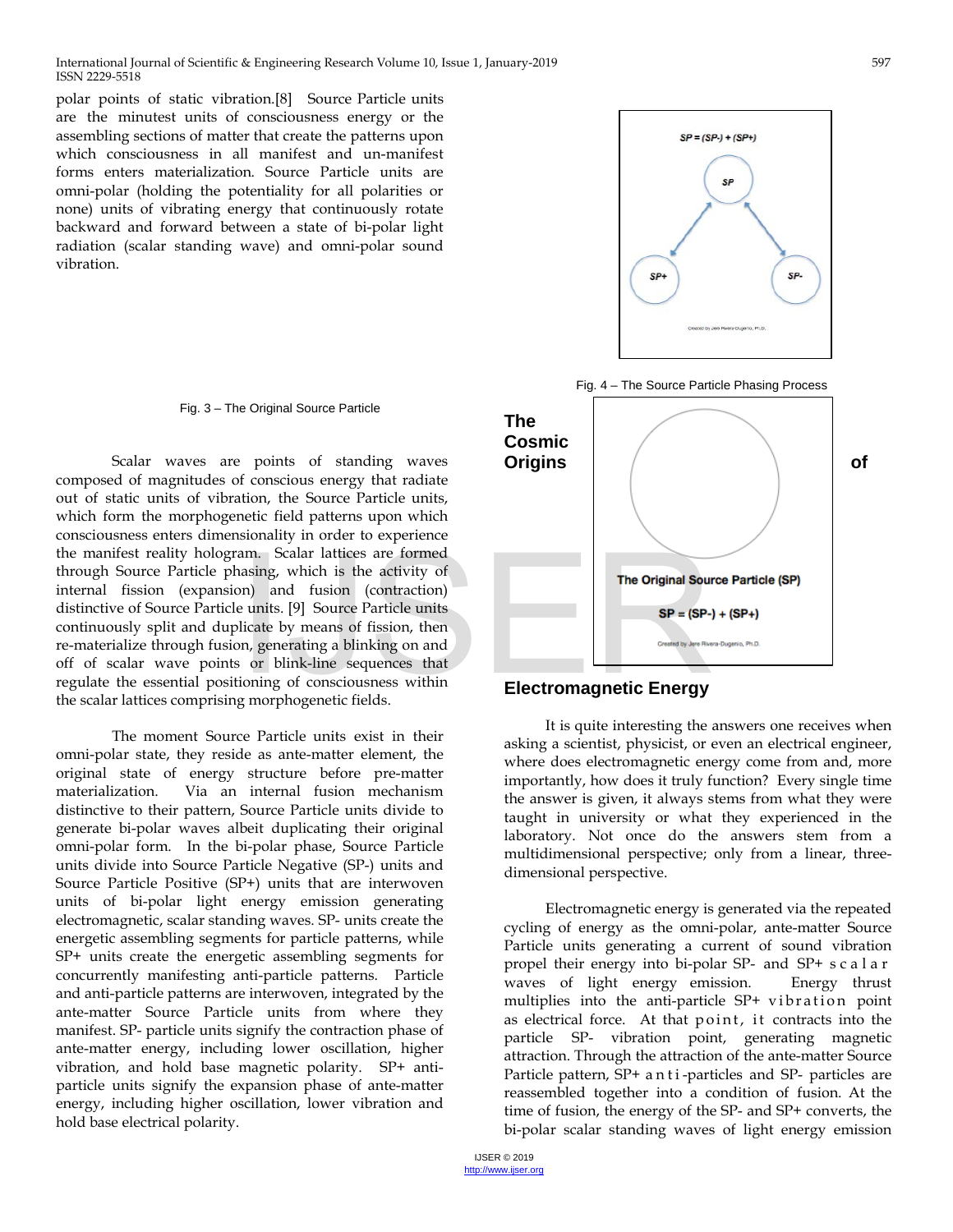polar points of static vibration.[8] Source Particle units are the minutest units of consciousness energy or the assembling sections of matter that create the patterns upon which consciousness in all manifest and un-manifest forms enters materialization. Source Particle units are omni-polar (holding the potentiality for all polarities or none) units of vibrating energy that continuously rotate backward and forward between a state of bi-polar light radiation (scalar standing wave) and omni-polar sound vibration.

The Original Source Particle (SP)

SP = (SP-) + (SP+)

Created by Jere Rivera-Dugenio, Ph.D.

Fig. 3 – The Original Source Particle

Scalar waves are points of standing waves composed of magnitudes of conscious energy that radiate out of static units of vibration, the Source Particle units, which form the morphogenetic field patterns upon which consciousness enters dimensionality in order to experience the manifest reality hologram. Scalar lattices are formed through Source Particle phasing, which is the activity of internal fission (expansion) and fusion (contraction) distinctive of Source Particle units. [9] Source Particle units continuously split and duplicate by means of fission, then re-materialize through fusion, generating a blinking on and off of scalar wave points or blink-line sequences that regulate the essential positioning of consciousness within the scalar lattices comprising morphogenetic fields.

The moment Source Particle units exist in their omni-polar state, they reside as ante-matter element, the original state of energy structure before pre-matter materialization. Via an internal fusion mechanism distinctive to their pattern, Source Particle units divide to generate bi-polar waves albeit duplicating their original omni-polar form. In the bi-polar phase, Source Particle units divide into Source Particle Negative (SP-) units and Source Particle Positive (SP+) units that are interwoven units of bi-polar light energy emission generating electromagnetic, scalar standing waves. SP- units create the energetic assembling segments for particle patterns, while SP+ units create the energetic assembling segments for concurrently manifesting anti-particle patterns. Particle and anti-particle patterns are interwoven, integrated by the ante-matter Source Particle units from where they manifest. SP- particle units signify the contraction phase of ante-matter energy, including lower oscillation, higher vibration, and hold base magnetic polarity. SP+ anti-particle units signify the expansion phase of ante-matter energy, including higher oscillation, lower vibration and hold base electrical polarity.

SP = (SP-) + (SP+)

SP

SP+ SP-

Created by Jere Rivera-Dugenio, Ph.D.

Fig. 4 – The Source Particle Phasing Process

## The Cosmic Origins of Electromagnetic Energy

It is quite interesting the answers one receives when asking a scientist, physicist, or even an electrical engineer, where does electromagnetic energy come from and, more importantly, how does it truly function? Every single time the answer is given, it always stems from what they were taught in university or what they experienced in the laboratory. Not once do the answers stem from a multidimensional perspective; only from a linear, three-dimensional perspective.

Electromagnetic energy is generated via the repeated cycling of energy as the omni-polar, ante-matter Source Particle units generating a current of sound vibration propel their energy into bi-polar SP- and SP+ scalar waves of light energy emission. Energy thrust multiplies into the anti-particle SP+ vibration point as electrical force. At that point, it contracts into the particle SP- vibration point, generating magnetic attraction. Through the attraction of the ante-matter Source Particle pattern, SP+ anti-particles and SP- particles are reassembled together into a condition of fusion. At the time of fusion, the energy of the SP- and SP+ converts, the bi-polar scalar standing waves of light energy emission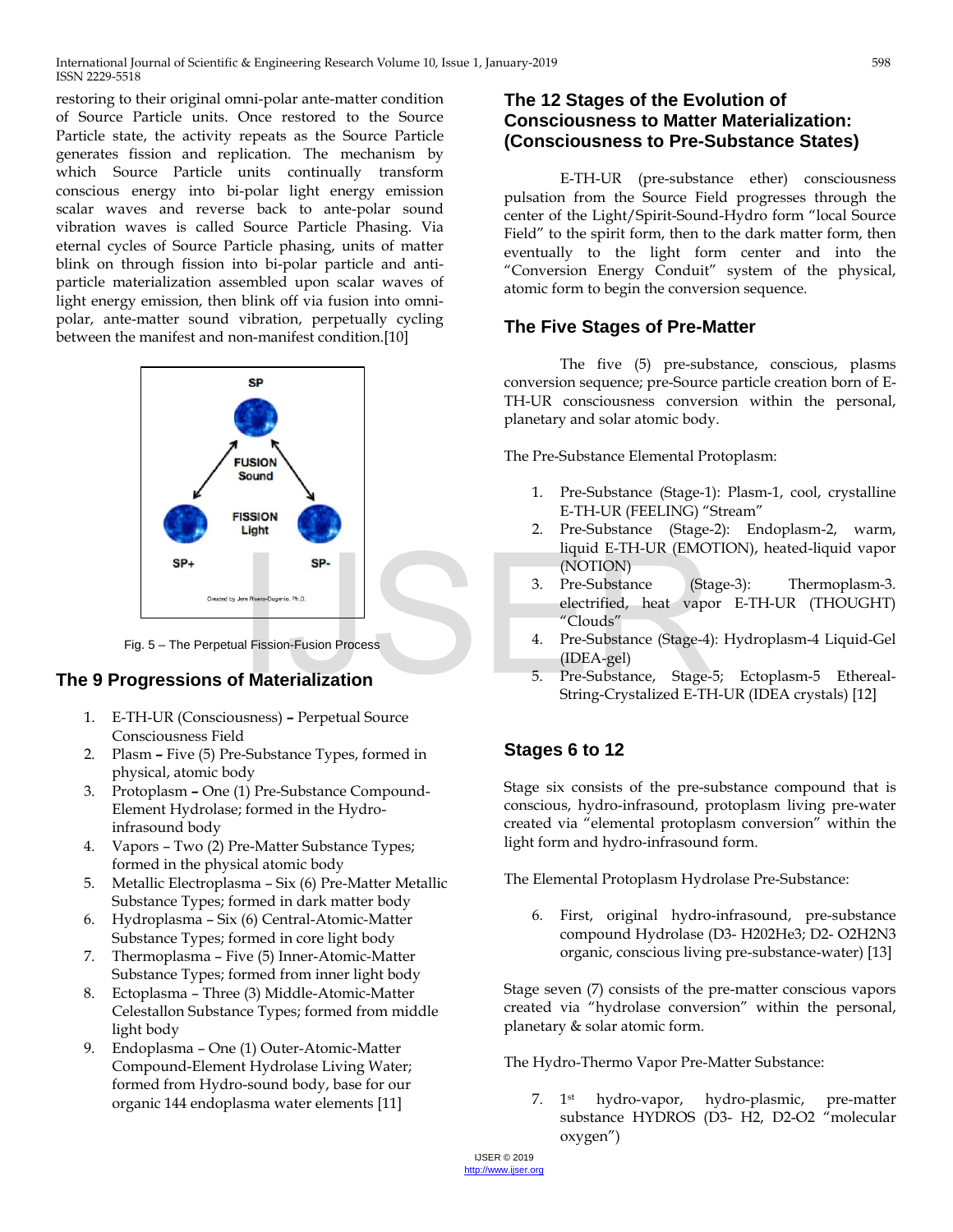restoring to their original omni-polar ante-matter condition of Source Particle units. Once restored to the Source Particle state, the activity repeats as the Source Particle generates fission and replication. The mechanism by which Source Particle units continually transform conscious energy into bi-polar light energy emission scalar waves and reverse back to ante-polar sound vibration waves is called Source Particle Phasing. Via eternal cycles of Source Particle phasing, units of matter blink on through fission into bi-polar particle and anti-particle materialization assembled upon scalar waves of light energy emission, then blink off via fusion into omni-polar, ante-matter sound vibration, perpetually cycling between the manifest and non-manifest condition.[10]

Fig. 5 – The Perpetual Fission-Fusion Process

## The 9 Progressions of Materialization

1. E-TH-UR (Consciousness) **–** Perpetual Source Consciousness Field
2. Plasm **–** Five (5) Pre-Substance Types, formed in physical, atomic body
3. Protoplasm **–** One (1) Pre-Substance Compound-Element Hydrolase; formed in the Hydro-infrasound body
4. Vapors – Two (2) Pre-Matter Substance Types; formed in the physical atomic body
5. Metallic Electroplasma – Six (6) Pre-Matter Metallic Substance Types; formed in dark matter body
6. Hydroplasma – Six (6) Central-Atomic-Matter Substance Types; formed in core light body
7. Thermoplasma – Five (5) Inner-Atomic-Matter Substance Types; formed from inner light body
8. Ectoplasma – Three (3) Middle-Atomic-Matter Celestallon Substance Types; formed from middle light body
9. Endoplasma – One (1) Outer-Atomic-Matter Compound-Element Hydrolase Living Water; formed from Hydro-sound body, base for our organic 144 endoplasma water elements [11]

## The 12 Stages of the Evolution of Consciousness to Matter Materialization: (Consciousness to Pre-Substance States)

E-TH-UR (pre-substance ether) consciousness pulsation from the Source Field progresses through the center of the Light/Spirit-Sound-Hydro form "local Source Field" to the spirit form, then to the dark matter form, then eventually to the light form center and into the "Conversion Energy Conduit" system of the physical, atomic form to begin the conversion sequence.

## The Five Stages of Pre-Matter

The five (5) pre-substance, conscious, plasms conversion sequence; pre-Source particle creation born of E-TH-UR consciousness conversion within the personal, planetary and solar atomic body.

The Pre-Substance Elemental Protoplasm:

1. Pre-Substance (Stage-1): Plasm-1, cool, crystalline E-TH-UR (FEELING) "Stream"
2. Pre-Substance (Stage-2): Endoplasm-2, warm, liquid E-TH-UR (EMOTION), heated-liquid vapor (NOTION)
3. Pre-Substance (Stage-3): Thermoplasm-3. electrified, heat vapor E-TH-UR (THOUGHT) "Clouds"
4. Pre-Substance (Stage-4): Hydroplasm-4 Liquid-Gel (IDEA-gel)
5. Pre-Substance, Stage-5; Ectoplasm-5 Ethereal-String-Crystalized E-TH-UR (IDEA crystals) [12]

## Stages 6 to 12

Stage six consists of the pre-substance compound that is conscious, hydro-infrasound, protoplasm living pre-water created via "elemental protoplasm conversion" within the light form and hydro-infrasound form.

The Elemental Protoplasm Hydrolase Pre-Substance:

6. First, original hydro-infrasound, pre-substance compound Hydrolase (D3- H202He3; D2- O2H2N3 organic, conscious living pre-substance-water) [13]

Stage seven (7) consists of the pre-matter conscious vapors created via "hydrolase conversion" within the personal, planetary & solar atomic form.

The Hydro-Thermo Vapor Pre-Matter Substance:

7. 1st hydro-vapor, hydro-plasmic, pre-matter substance HYDROS (D3- H2, D2-O2 "molecular oxygen")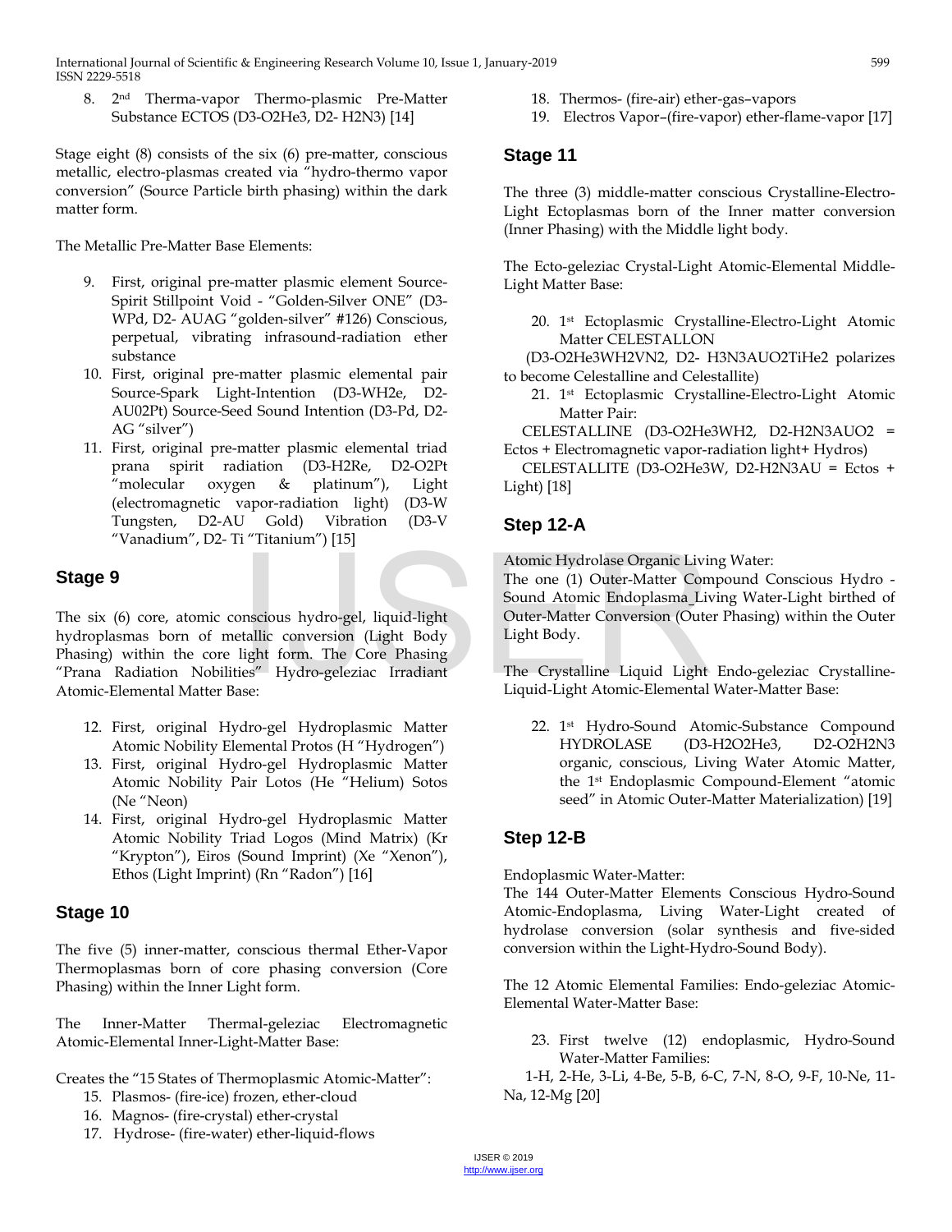8. 2nd Therma-vapor Thermo-plasmic Pre-Matter Substance ECTOS (D3-O2He3, D2- H2N3) [14]

Stage eight (8) consists of the six (6) pre-matter, conscious metallic, electro-plasmas created via "hydro-thermo vapor conversion" (Source Particle birth phasing) within the dark matter form.

The Metallic Pre-Matter Base Elements:

9. First, original pre-matter plasmic element Source-Spirit Stillpoint Void - "Golden-Silver ONE" (D3-WPd, D2- AUAG "golden-silver" #126) Conscious, perpetual, vibrating infrasound-radiation ether substance
10. First, original pre-matter plasmic elemental pair Source-Spark Light-Intention (D3-WH2e, D2-AU02Pt) Source-Seed Sound Intention (D3-Pd, D2-AG "silver")
11. First, original pre-matter plasmic elemental triad prana spirit radiation (D3-H2Re, D2-O2Pt "molecular oxygen & platinum"), Light (electromagnetic vapor-radiation light) (D3-W Tungsten, D2-AU Gold) Vibration (D3-V "Vanadium", D2- Ti "Titanium") [15]

## Stage 9

The six (6) core, atomic conscious hydro-gel, liquid-light hydroplasmas born of metallic conversion (Light Body Phasing) within the core light form. The Core Phasing "Prana Radiation Nobilities" Hydro-geleziac Irradiant Atomic-Elemental Matter Base:

12. First, original Hydro-gel Hydroplasmic Matter Atomic Nobility Elemental Protos (H "Hydrogen")
13. First, original Hydro-gel Hydroplasmic Matter Atomic Nobility Pair Lotos (He "Helium) Sotos (Ne "Neon)
14. First, original Hydro-gel Hydroplasmic Matter Atomic Nobility Triad Logos (Mind Matrix) (Kr "Krypton"), Eiros (Sound Imprint) (Xe "Xenon"), Ethos (Light Imprint) (Rn "Radon") [16]

## Stage 10

The five (5) inner-matter, conscious thermal Ether-Vapor Thermoplasmas born of core phasing conversion (Core Phasing) within the Inner Light form.

The Inner-Matter Thermal-geleziac Electromagnetic Atomic-Elemental Inner-Light-Matter Base:

Creates the "15 States of Thermoplasmic Atomic-Matter":

15. Plasmos- (fire-ice) frozen, ether-cloud
16. Magnos- (fire-crystal) ether-crystal
17. Hydrose- (fire-water) ether-liquid-flows
18. Thermos- (fire-air) ether-gas–vapors
19. Electros Vapor–(fire-vapor) ether-flame-vapor [17]

## Stage 11

The three (3) middle-matter conscious Crystalline-Electro-Light Ectoplasmas born of the Inner matter conversion (Inner Phasing) with the Middle light body.

The Ecto-geleziac Crystal-Light Atomic-Elemental Middle-Light Matter Base:

20. 1st Ectoplasmic Crystalline-Electro-Light Atomic Matter CELESTALLON

(D3-O2He3WH2VN2, D2- H3N3AUO2TiHe2 polarizes to become Celestalline and Celestallite)

21. 1st Ectoplasmic Crystalline-Electro-Light Atomic Matter Pair:

CELESTALLINE (D3-O2He3WH2, D2-H2N3AUO2 = Ectos + Electromagnetic vapor-radiation light+ Hydros)

CELESTALLITE (D3-O2He3W, D2-H2N3AU = Ectos + Light) [18]

## Step 12-A

Atomic Hydrolase Organic Living Water:
The one (1) Outer-Matter Compound Conscious Hydro - Sound Atomic Endoplasma_Living Water-Light birthed of Outer-Matter Conversion (Outer Phasing) within the Outer Light Body.

The Crystalline Liquid Light Endo-geleziac Crystalline-Liquid-Light Atomic-Elemental Water-Matter Base:

22. 1st Hydro-Sound Atomic-Substance Compound HYDROLASE (D3-H2O2He3, D2-O2H2N3 organic, conscious, Living Water Atomic Matter, the 1st Endoplasmic Compound-Element "atomic seed" in Atomic Outer-Matter Materialization) [19]

## Step 12-B

Endoplasmic Water-Matter:
The 144 Outer-Matter Elements Conscious Hydro-Sound Atomic-Endoplasma, Living Water-Light created of hydrolase conversion (solar synthesis and five-sided conversion within the Light-Hydro-Sound Body).

The 12 Atomic Elemental Families: Endo-geleziac Atomic-Elemental Water-Matter Base:

23. First twelve (12) endoplasmic, Hydro-Sound Water-Matter Families:

1-H, 2-He, 3-Li, 4-Be, 5-B, 6-C, 7-N, 8-O, 9-F, 10-Ne, 11-Na, 12-Mg [20]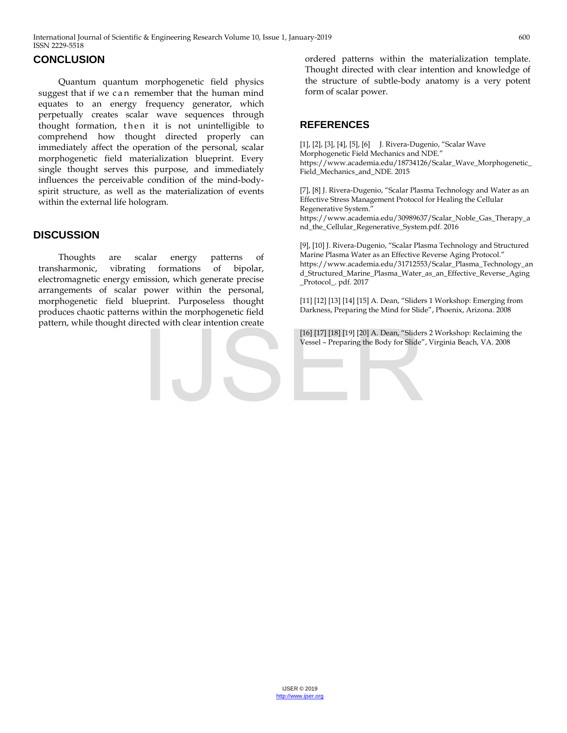## CONCLUSION

Quantum quantum morphogenetic field physics suggest that if we can remember that the human mind equates to an energy frequency generator, which perpetually creates scalar wave sequences through thought formation, then it is not unintelligible to comprehend how thought directed properly can immediately affect the operation of the personal, scalar morphogenetic field materialization blueprint. Every single thought serves this purpose, and immediately influences the perceivable condition of the mind-body-spirit structure, as well as the materialization of events within the external life hologram.

## DISCUSSION

Thoughts are scalar energy patterns of transharmonic, vibrating formations of bipolar, electromagnetic energy emission, which generate precise arrangements of scalar power within the personal, morphogenetic field blueprint. Purposeless thought produces chaotic patterns within the morphogenetic field pattern, while thought directed with clear intention create ordered patterns within the materialization template. Thought directed with clear intention and knowledge of the structure of subtle-body anatomy is a very potent form of scalar power.

## REFERENCES

[1], [2], [3], [4], [5], [6] J. Rivera-Dugenio, "Scalar Wave Morphogenetic Field Mechanics and NDE." https://www.academia.edu/18734126/Scalar_Wave_Morphogenetic_Field_Mechanics_and_NDE. 2015

[7], [8] J. Rivera-Dugenio, "Scalar Plasma Technology and Water as an Effective Stress Management Protocol for Healing the Cellular Regenerative System." https://www.academia.edu/30989637/Scalar_Noble_Gas_Therapy_and_the_Cellular_Regenerative_System.pdf. 2016

[9], [10] J. Rivera-Dugenio, "Scalar Plasma Technology and Structured Marine Plasma Water as an Effective Reverse Aging Protocol." https://www.academia.edu/31712553/Scalar_Plasma_Technology_and_Structured_Marine_Plasma_Water_as_an_Effective_Reverse_Aging_Protocol_. pdf. 2017

[11] [12] [13] [14] [15] A. Dean, "Sliders 1 Workshop: Emerging from Darkness, Preparing the Mind for Slide", Phoenix, Arizona. 2008

[16] [17] [18] [19] [20] A. Dean, "Sliders 2 Workshop: Reclaiming the Vessel – Preparing the Body for Slide", Virginia Beach, VA. 2008